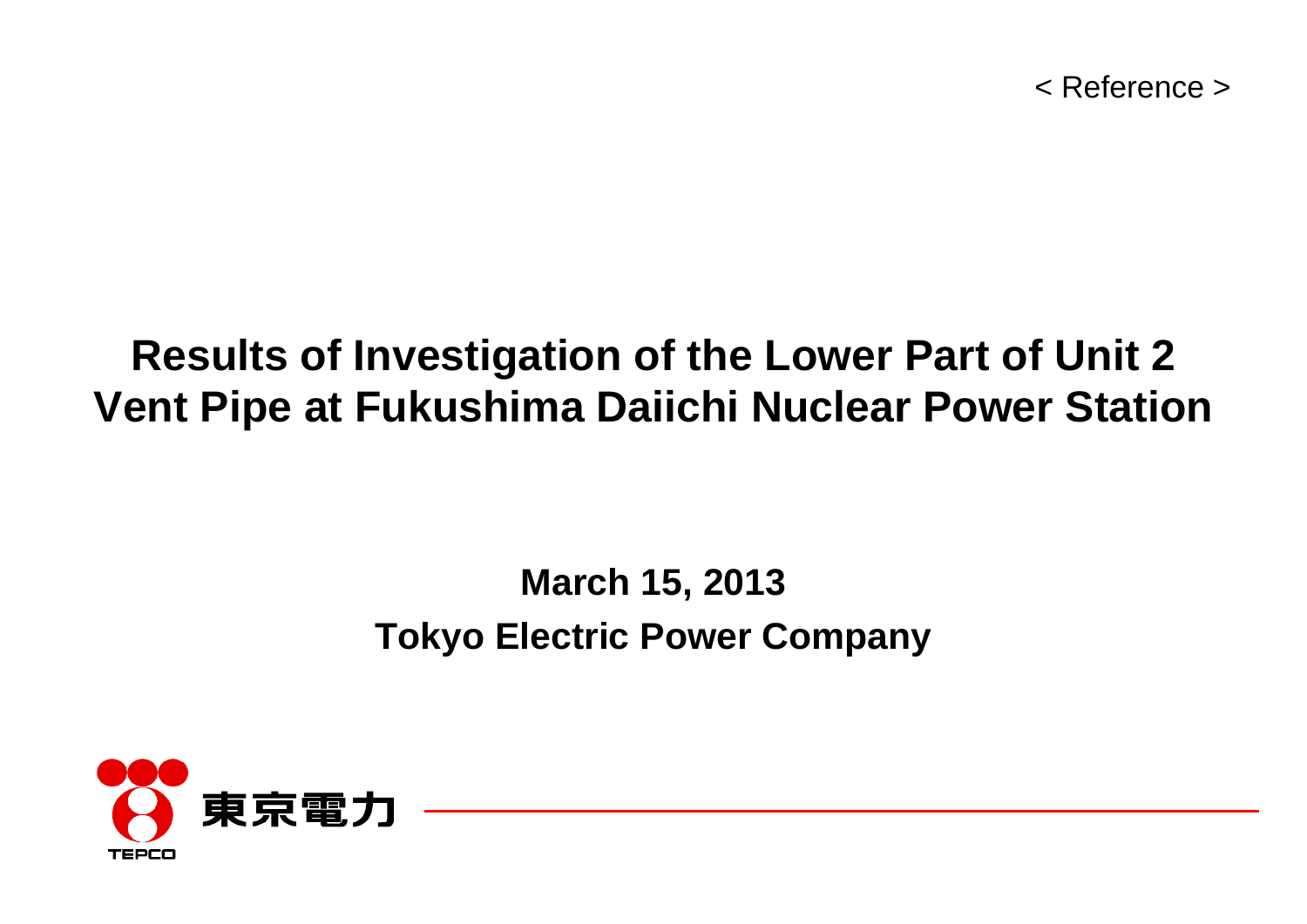< Reference >

# Results of Investigation of the Lower Part of Unit 2 Vent Pipe at Fukushima Daiichi Nuclear Power Station

**March 15, 2013**

**Tokyo Electric Power Company**

東京電力

TEPCO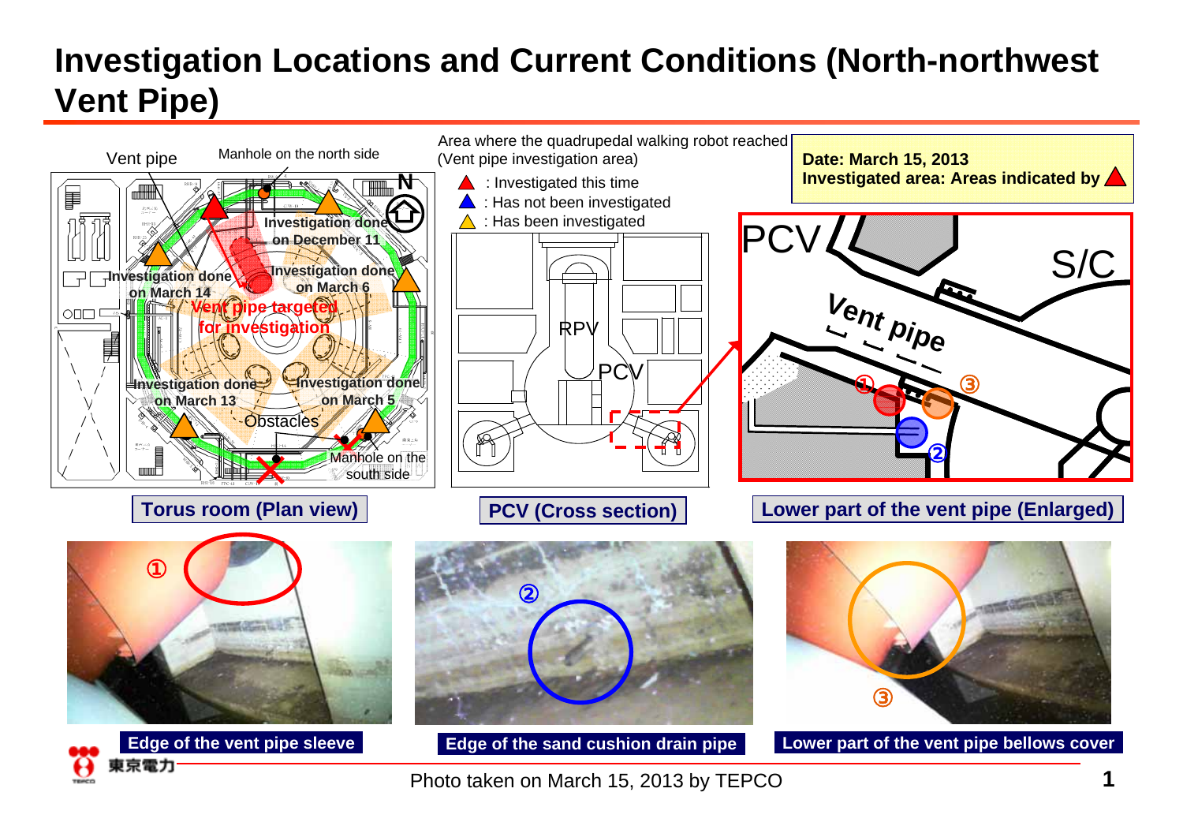# Investigation Locations and Current Conditions (North-northwest Vent Pipe)

Vent pipe

Manhole on the north side

N

Investigation done on December 11

Investigation done on March 14

Investigation done on March 6

Vent pipe targeted for investigation

Investigation done on March 13

Investigation done on March 5

Obstacles

Manhole on the south side

Torus room (Plan view)

Area where the quadrupedal walking robot reached (Vent pipe investigation area)

▲ : Investigated this time

▲ : Has not been investigated

▲ : Has been investigated

RPV

PCV

PCV (Cross section)

**Date: March 15, 2013**
**Investigated area: Areas indicated by ▲**

PCV

S/C

Vent pipe

①

②

③

Lower part of the vent pipe (Enlarged)

①

Edge of the vent pipe sleeve

②

Edge of the sand cushion drain pipe

③

Lower part of the vent pipe bellows cover

東京電力

Photo taken on March 15, 2013 by TEPCO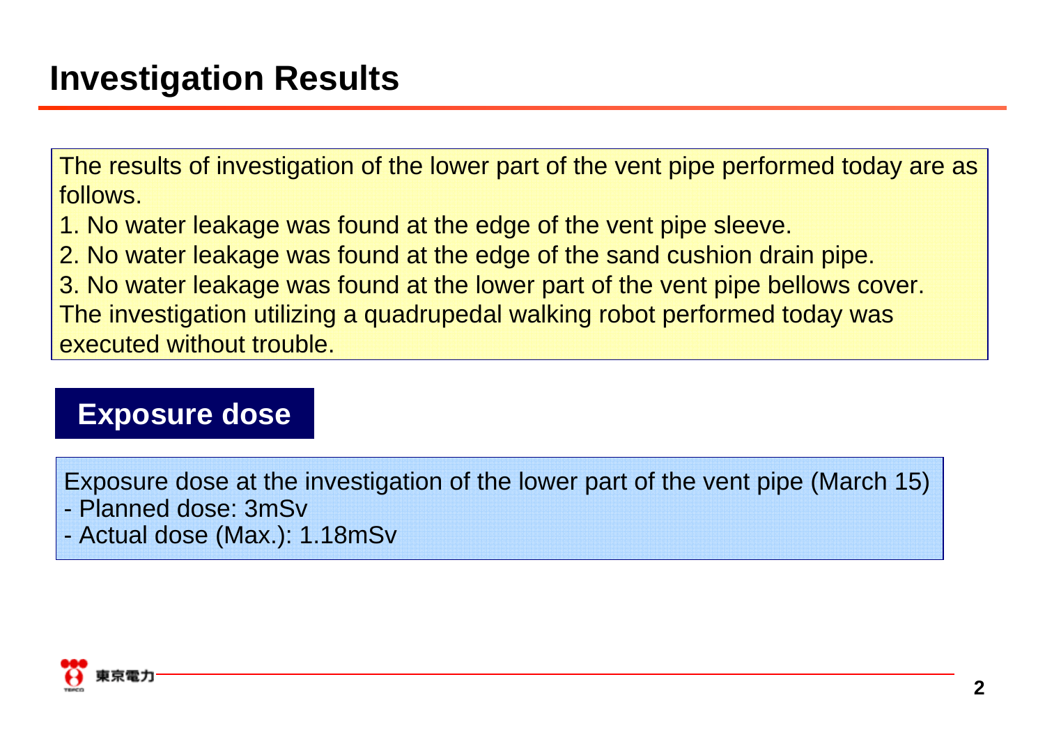# Investigation Results

The results of investigation of the lower part of the vent pipe performed today are as follows.

1. No water leakage was found at the edge of the vent pipe sleeve.
2. No water leakage was found at the edge of the sand cushion drain pipe.
3. No water leakage was found at the lower part of the vent pipe bellows cover.

The investigation utilizing a quadrupedal walking robot performed today was executed without trouble.

## Exposure dose

Exposure dose at the investigation of the lower part of the vent pipe (March 15)

- Planned dose: 3mSv
- Actual dose (Max.): 1.18mSv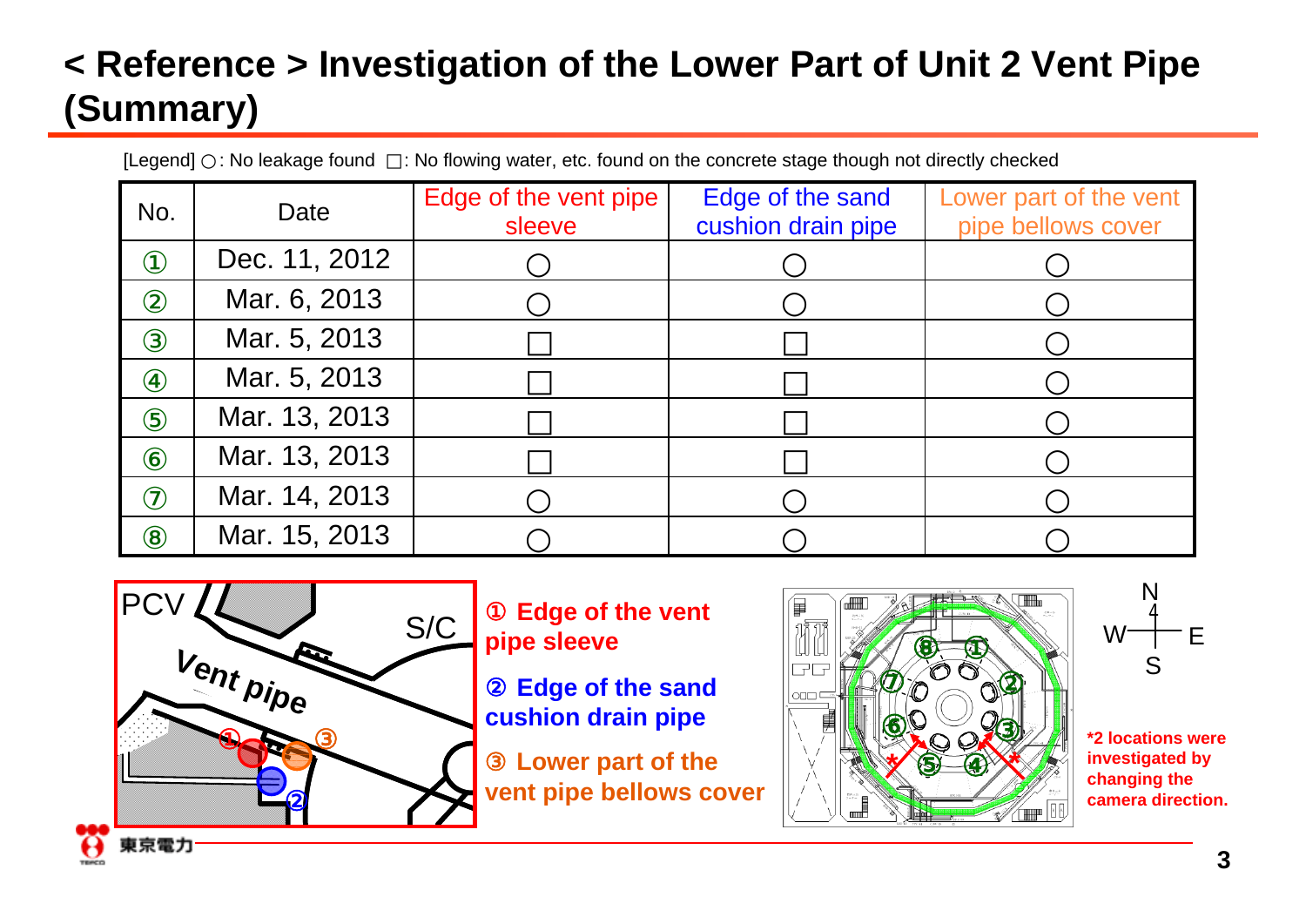# < Reference > Investigation of the Lower Part of Unit 2 Vent Pipe (Summary)

[Legend] ○: No leakage found □: No flowing water, etc. found on the concrete stage though not directly checked

| No. | Date | Edge of the vent pipe sleeve | Edge of the sand cushion drain pipe | Lower part of the vent pipe bellows cover |
|---|---|---|---|---|
| ① | Dec. 11, 2012 | ○ | ○ | ○ |
| ② | Mar. 6, 2013 | ○ | ○ | ○ |
| ③ | Mar. 5, 2013 | □ | □ | ○ |
| ④ | Mar. 5, 2013 | □ | □ | ○ |
| ⑤ | Mar. 13, 2013 | □ | □ | ○ |
| ⑥ | Mar. 13, 2013 | □ | □ | ○ |
| ⑦ | Mar. 14, 2013 | ○ | ○ | ○ |
| ⑧ | Mar. 15, 2013 | ○ | ○ | ○ |

PCV

S/C

Vent pipe

① ② ③

① Edge of the vent pipe sleeve

② Edge of the sand cushion drain pipe

③ Lower part of the vent pipe bellows cover

① ② ③ ④ ⑤ ⑥ ⑦ ⑧

N

W E

S

*2 locations were investigated by changing the camera direction.